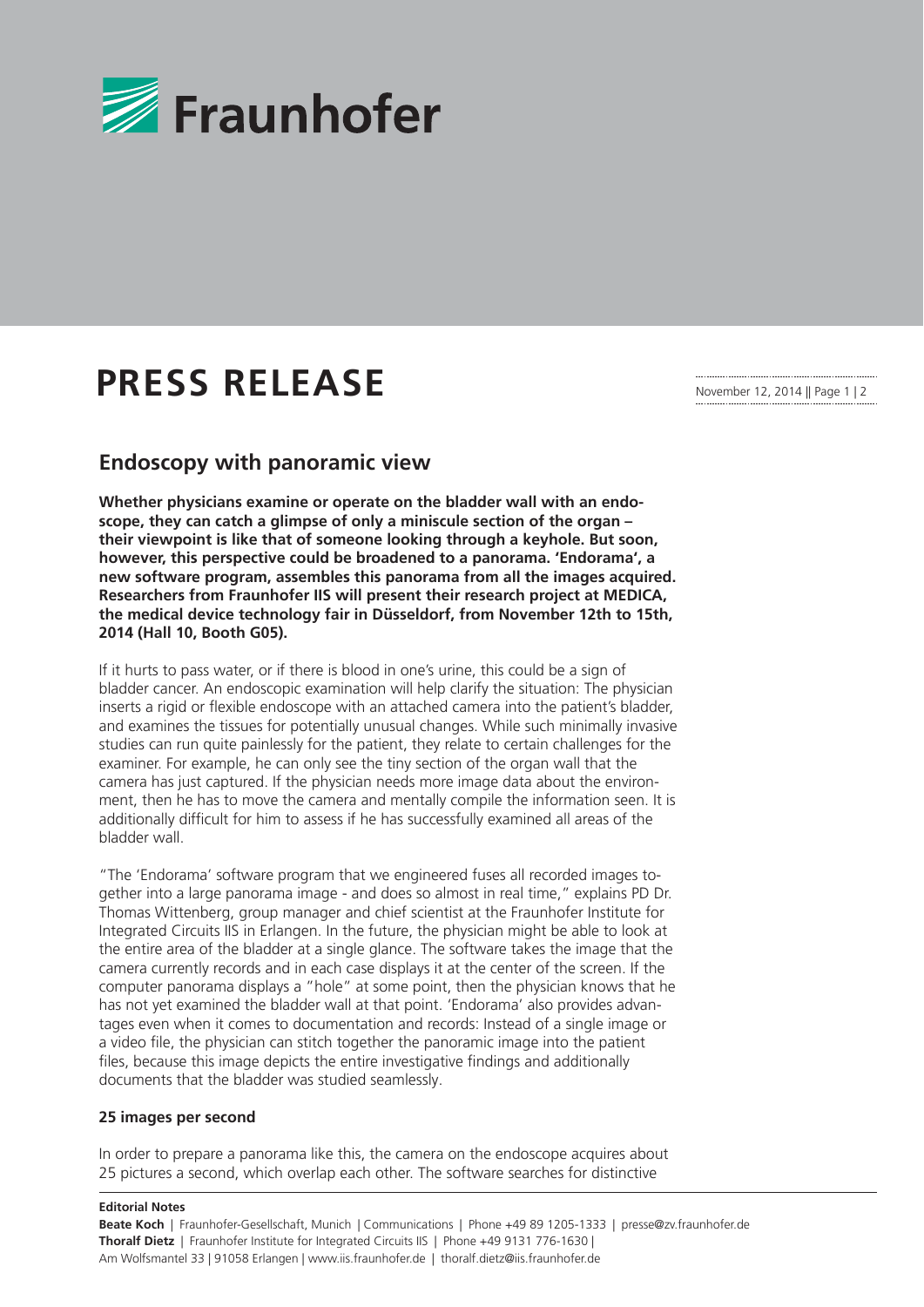# PRESS RELEASE

November 12, 2014

## Endoscopy with panoramic view

**Whether physicians examine or operate on the bladder wall with an endoscope, they can catch a glimpse of only a miniscule section of the organ – their viewpoint is like that of someone looking through a keyhole. But soon, however, this perspective could be broadened to a panorama. 'Endorama', a new software program, assembles this panorama from all the images acquired. Researchers from Fraunhofer IIS will present their research project at MEDICA, the medical device technology fair in Düsseldorf, from November 12th to 15th, 2014 (Hall 10, Booth G05).**

If it hurts to pass water, or if there is blood in one's urine, this could be a sign of bladder cancer. An endoscopic examination will help clarify the situation: The physician inserts a rigid or flexible endoscope with an attached camera into the patient's bladder, and examines the tissues for potentially unusual changes. While such minimally invasive studies can run quite painlessly for the patient, they relate to certain challenges for the examiner. For example, he can only see the tiny section of the organ wall that the camera has just captured. If the physician needs more image data about the environment, then he has to move the camera and mentally compile the information seen. It is additionally difficult for him to assess if he has successfully examined all areas of the bladder wall.

"The 'Endorama' software program that we engineered fuses all recorded images together into a large panorama image - and does so almost in real time," explains PD Dr. Thomas Wittenberg, group manager and chief scientist at the Fraunhofer Institute for Integrated Circuits IIS in Erlangen. In the future, the physician might be able to look at the entire area of the bladder at a single glance. The software takes the image that the camera currently records and in each case displays it at the center of the screen. If the computer panorama displays a "hole" at some point, then the physician knows that he has not yet examined the bladder wall at that point. 'Endorama' also provides advantages even when it comes to documentation and records: Instead of a single image or a video file, the physician can stitch together the panoramic image into the patient files, because this image depicts the entire investigative findings and additionally documents that the bladder was studied seamlessly.

### 25 images per second

In order to prepare a panorama like this, the camera on the endoscope acquires about 25 pictures a second, which overlap each other. The software searches for distinctive

**Editorial Notes**
**Beate Koch** | Fraunhofer-Gesellschaft, Munich | Communications | Phone +49 89 1205-1333 | presse@zv.fraunhofer.de
**Thoralf Dietz** | Fraunhofer Institute for Integrated Circuits IIS | Phone +49 9131 776-1630 |
Am Wolfsmantel 33 | 91058 Erlangen | www.iis.fraunhofer.de | thoralf.dietz@iis.fraunhofer.de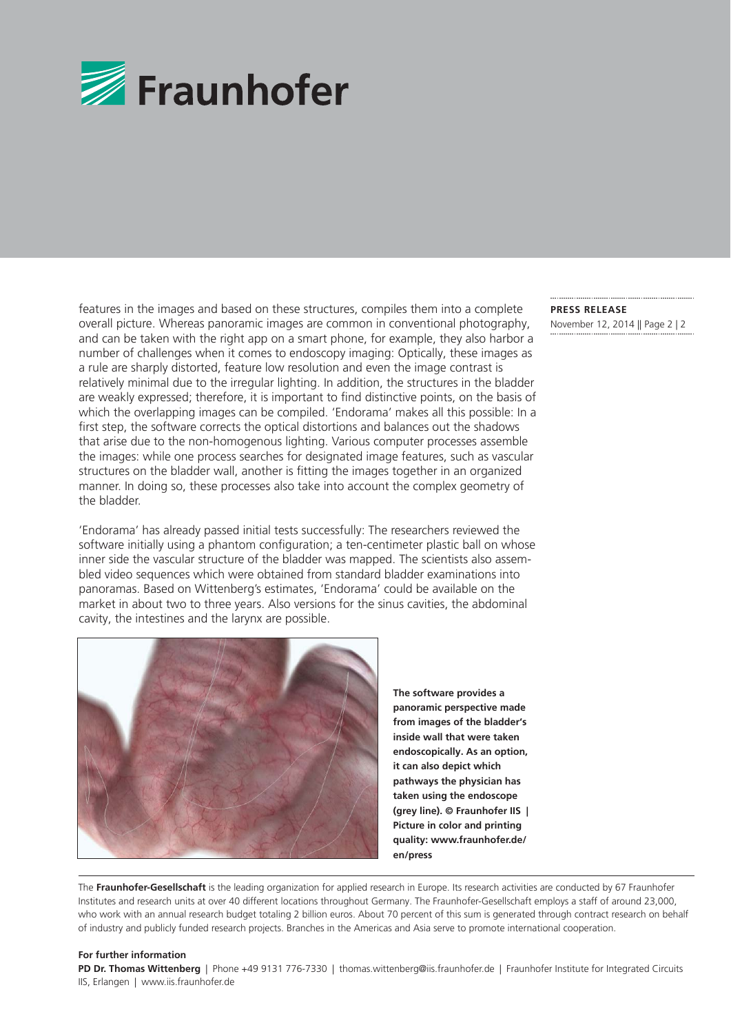features in the images and based on these structures, compiles them into a complete overall picture. Whereas panoramic images are common in conventional photography, and can be taken with the right app on a smart phone, for example, they also harbor a number of challenges when it comes to endoscopy imaging: Optically, these images as a rule are sharply distorted, feature low resolution and even the image contrast is relatively minimal due to the irregular lighting. In addition, the structures in the bladder are weakly expressed; therefore, it is important to find distinctive points, on the basis of which the overlapping images can be compiled. 'Endorama' makes all this possible: In a first step, the software corrects the optical distortions and balances out the shadows that arise due to the non-homogenous lighting. Various computer processes assemble the images: while one process searches for designated image features, such as vascular structures on the bladder wall, another is fitting the images together in an organized manner. In doing so, these processes also take into account the complex geometry of the bladder.

'Endorama' has already passed initial tests successfully: The researchers reviewed the software initially using a phantom configuration; a ten-centimeter plastic ball on whose inner side the vascular structure of the bladder was mapped. The scientists also assembled video sequences which were obtained from standard bladder examinations into panoramas. Based on Wittenberg's estimates, 'Endorama' could be available on the market in about two to three years. Also versions for the sinus cavities, the abdominal cavity, the intestines and the larynx are possible.

**The software provides a panoramic perspective made from images of the bladder's inside wall that were taken endoscopically. As an option, it can also depict which pathways the physician has taken using the endoscope (grey line). © Fraunhofer IIS | Picture in color and printing quality: www.fraunhofer.de/en/press**

The **Fraunhofer-Gesellschaft** is the leading organization for applied research in Europe. Its research activities are conducted by 67 Fraunhofer Institutes and research units at over 40 different locations throughout Germany. The Fraunhofer-Gesellschaft employs a staff of around 23,000, who work with an annual research budget totaling 2 billion euros. About 70 percent of this sum is generated through contract research on behalf of industry and publicly funded research projects. Branches in the Americas and Asia serve to promote international cooperation.

**For further information**

**PD Dr. Thomas Wittenberg** | Phone +49 9131 776-7330 | thomas.wittenberg@iis.fraunhofer.de | Fraunhofer Institute for Integrated Circuits IIS, Erlangen | www.iis.fraunhofer.de